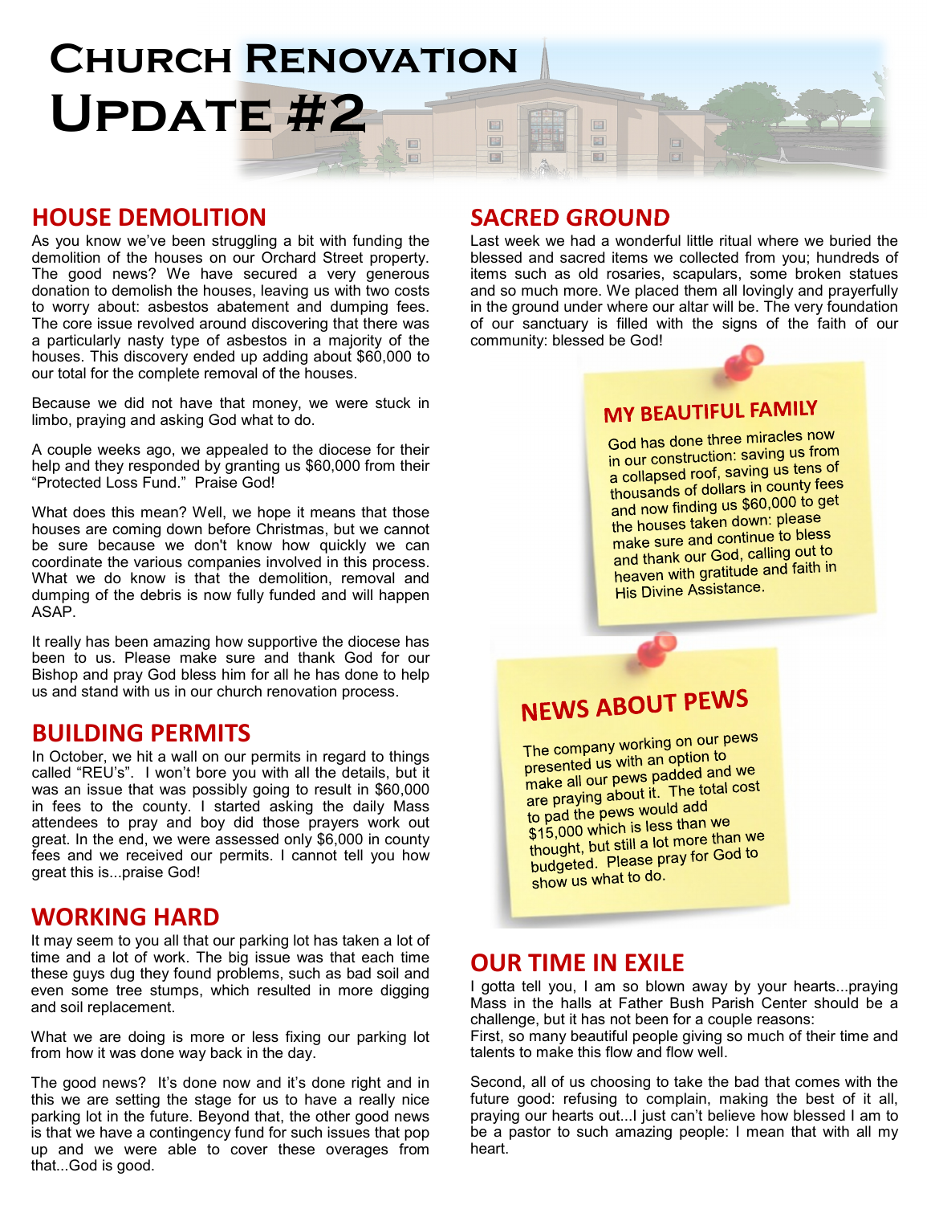# Church Renovation Update #2

## HOUSE DEMOLITION

As you know we've been struggling a bit with funding the demolition of the houses on our Orchard Street property. The good news? We have secured a very generous donation to demolish the houses, leaving us with two costs to worry about: asbestos abatement and dumping fees. The core issue revolved around discovering that there was a particularly nasty type of asbestos in a majority of the houses. This discovery ended up adding about $60,000 to our total for the complete removal of the houses.

Because we did not have that money, we were stuck in limbo, praying and asking God what to do.

A couple weeks ago, we appealed to the diocese for their help and they responded by granting us $60,000 from their "Protected Loss Fund." Praise God!

What does this mean? Well, we hope it means that those houses are coming down before Christmas, but we cannot be sure because we don't know how quickly we can coordinate the various companies involved in this process. What we do know is that the demolition, removal and dumping of the debris is now fully funded and will happen ASAP.

It really has been amazing how supportive the diocese has been to us. Please make sure and thank God for our Bishop and pray God bless him for all he has done to help us and stand with us in our church renovation process.

## BUILDING PERMITS

In October, we hit a wall on our permits in regard to things called "REU's". I won't bore you with all the details, but it was an issue that was possibly going to result in $60,000 in fees to the county. I started asking the daily Mass attendees to pray and boy did those prayers work out great. In the end, we were assessed only $6,000 in county fees and we received our permits. I cannot tell you how great this is...praise God!

## WORKING HARD

It may seem to you all that our parking lot has taken a lot of time and a lot of work. The big issue was that each time these guys dug they found problems, such as bad soil and even some tree stumps, which resulted in more digging and soil replacement.

What we are doing is more or less fixing our parking lot from how it was done way back in the day.

The good news? It's done now and it's done right and in this we are setting the stage for us to have a really nice parking lot in the future. Beyond that, the other good news is that we have a contingency fund for such issues that pop up and we were able to cover these overages from that...God is good.

## SACRED GROUND

Last week we had a wonderful little ritual where we buried the blessed and sacred items we collected from you; hundreds of items such as old rosaries, scapulars, some broken statues and so much more. We placed them all lovingly and prayerfully in the ground under where our altar will be. The very foundation of our sanctuary is filled with the signs of the faith of our community: blessed be God!

### MY BEAUTIFUL FAMILY

God has done three miracles now in our construction: saving us from a collapsed roof, saving us tens of thousands of dollars in county fees and now finding us $60,000 to get the houses taken down: please make sure and continue to bless and thank our God, calling out to heaven with gratitude and faith in His Divine Assistance.

### NEWS ABOUT PEWS

The company working on our pews presented us with an option to make all our pews padded and we are praying about it. The total cost to pad the pews would add $15,000 which is less than we thought, but still a lot more than we budgeted. Please pray for God to show us what to do.

## OUR TIME IN EXILE

I gotta tell you, I am so blown away by your hearts...praying Mass in the halls at Father Bush Parish Center should be a challenge, but it has not been for a couple reasons:

First, so many beautiful people giving so much of their time and talents to make this flow and flow well.

Second, all of us choosing to take the bad that comes with the future good: refusing to complain, making the best of it all, praying our hearts out...I just can't believe how blessed I am to be a pastor to such amazing people: I mean that with all my heart.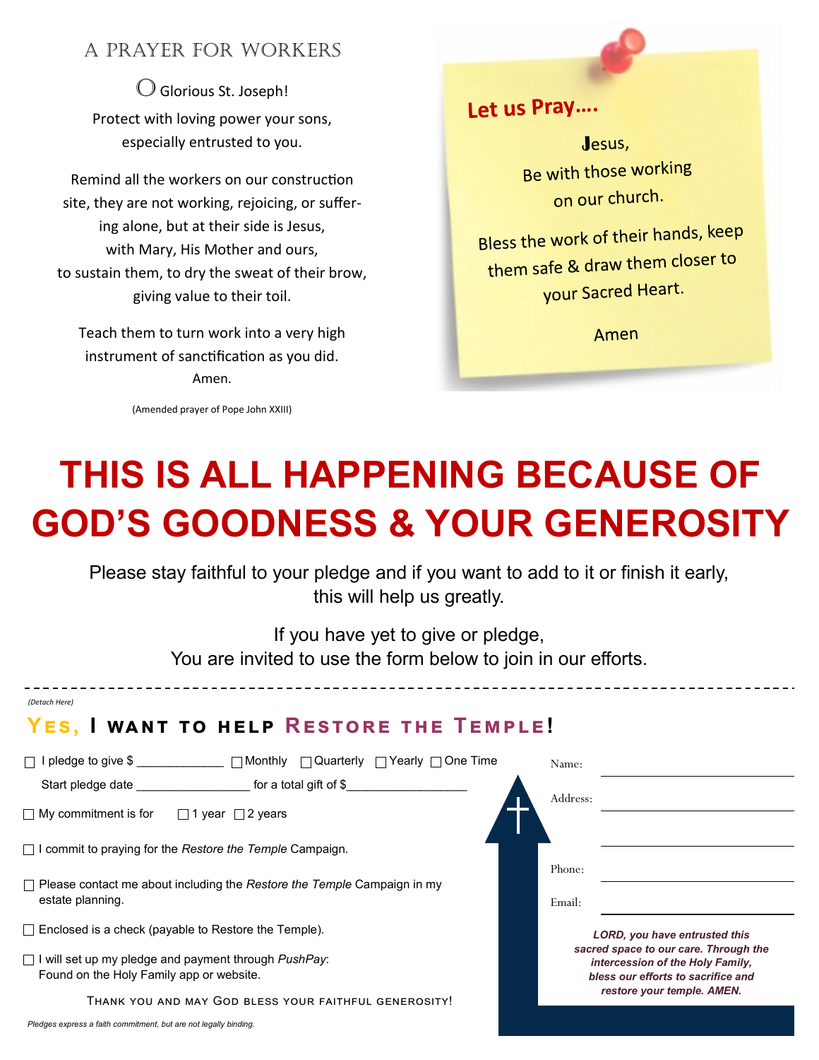## A PRAYER FOR WORKERS

O Glorious St. Joseph!
Protect with loving power your sons,
especially entrusted to you.

Remind all the workers on our construction site, they are not working, rejoicing, or suffering alone, but at their side is Jesus, with Mary, His Mother and ours, to sustain them, to dry the sweat of their brow, giving value to their toil.

Teach them to turn work into a very high instrument of sanctification as you did.
Amen.

(Amended prayer of Pope John XXIII)

**Let us Pray....**

Jesus,
Be with those working
on our church.

Bless the work of their hands, keep them safe & draw them closer to your Sacred Heart.

Amen

# THIS IS ALL HAPPENING BECAUSE OF GOD'S GOODNESS & YOUR GENEROSITY

Please stay faithful to your pledge and if you want to add to it or finish it early, this will help us greatly.

If you have yet to give or pledge,
You are invited to use the form below to join in our efforts.

---

*(Detach Here)*

## YES, I WANT TO HELP RESTORE THE TEMPLE!

☐ I pledge to give $ ____________ ☐ Monthly ☐ Quarterly ☐ Yearly ☐ One Time

Start pledge date ________________ for a total gift of $_________________

☐ My commitment is for ☐ 1 year ☐ 2 years

☐ I commit to praying for the *Restore the Temple* Campaign.

☐ Please contact me about including the *Restore the Temple* Campaign in my estate planning.

☐ Enclosed is a check (payable to Restore the Temple).

☐ I will set up my pledge and payment through *PushPay*:
Found on the Holy Family app or website.

THANK YOU AND MAY GOD BLESS YOUR FAITHFUL GENEROSITY!

*Pledges express a faith commitment, but are not legally binding.*

Name: ____________________

Address: ____________________

____________________

Phone: ____________________

Email: ____________________

***LORD, you have entrusted this sacred space to our care. Through the intercession of the Holy Family, bless our efforts to sacrifice and restore your temple. AMEN.***